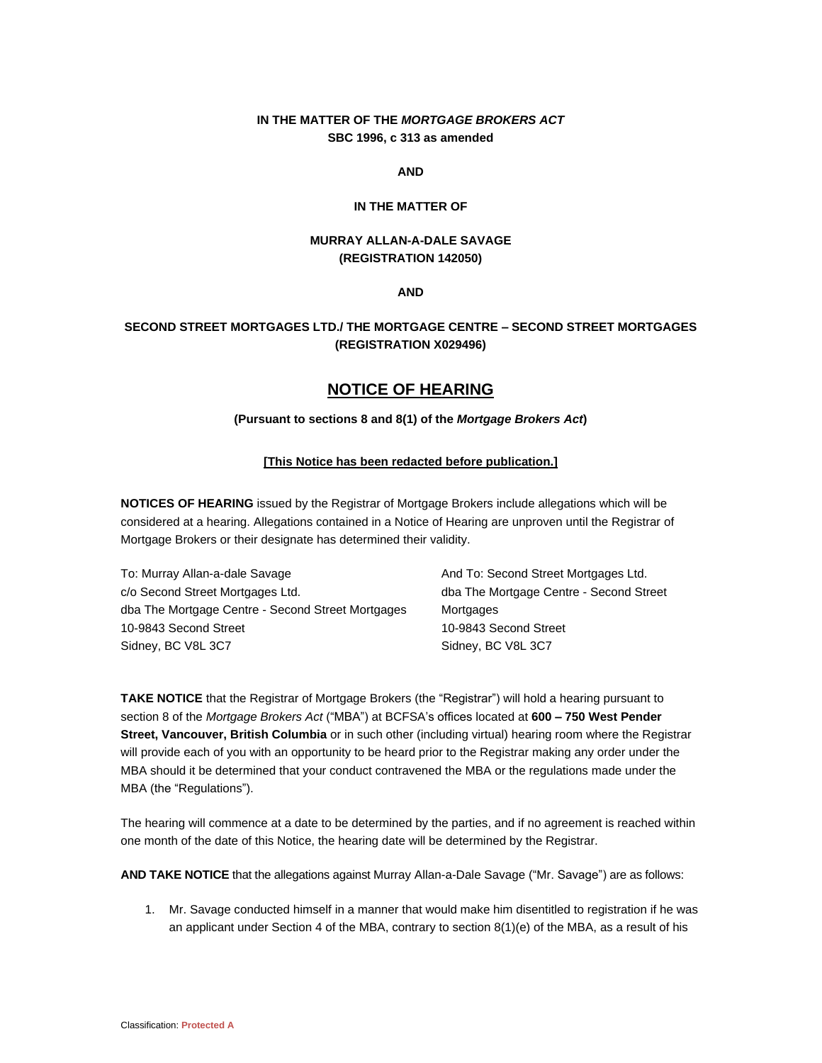**IN THE MATTER OF THE *MORTGAGE BROKERS ACT***
**SBC 1996, c 313 as amended**

**AND**

**IN THE MATTER OF**

**MURRAY ALLAN-A-DALE SAVAGE**
**(REGISTRATION 142050)**

**AND**

**SECOND STREET MORTGAGES LTD./ THE MORTGAGE CENTRE – SECOND STREET MORTGAGES**
**(REGISTRATION X029496)**

# NOTICE OF HEARING

**(Pursuant to sections 8 and 8(1) of the *Mortgage Brokers Act*)**

**[This Notice has been redacted before publication.]**

**NOTICES OF HEARING** issued by the Registrar of Mortgage Brokers include allegations which will be considered at a hearing. Allegations contained in a Notice of Hearing are unproven until the Registrar of Mortgage Brokers or their designate has determined their validity.

To: Murray Allan-a-dale Savage
c/o Second Street Mortgages Ltd.
dba The Mortgage Centre - Second Street Mortgages
10-9843 Second Street
Sidney, BC V8L 3C7

And To: Second Street Mortgages Ltd.
dba The Mortgage Centre - Second Street Mortgages
10-9843 Second Street
Sidney, BC V8L 3C7

**TAKE NOTICE** that the Registrar of Mortgage Brokers (the "Registrar") will hold a hearing pursuant to section 8 of the *Mortgage Brokers Act* ("MBA") at BCFSA's offices located at **600 – 750 West Pender Street, Vancouver, British Columbia** or in such other (including virtual) hearing room where the Registrar will provide each of you with an opportunity to be heard prior to the Registrar making any order under the MBA should it be determined that your conduct contravened the MBA or the regulations made under the MBA (the "Regulations").

The hearing will commence at a date to be determined by the parties, and if no agreement is reached within one month of the date of this Notice, the hearing date will be determined by the Registrar.

**AND TAKE NOTICE** that the allegations against Murray Allan-a-Dale Savage ("Mr. Savage") are as follows:

1. Mr. Savage conducted himself in a manner that would make him disentitled to registration if he was an applicant under Section 4 of the MBA, contrary to section 8(1)(e) of the MBA, as a result of his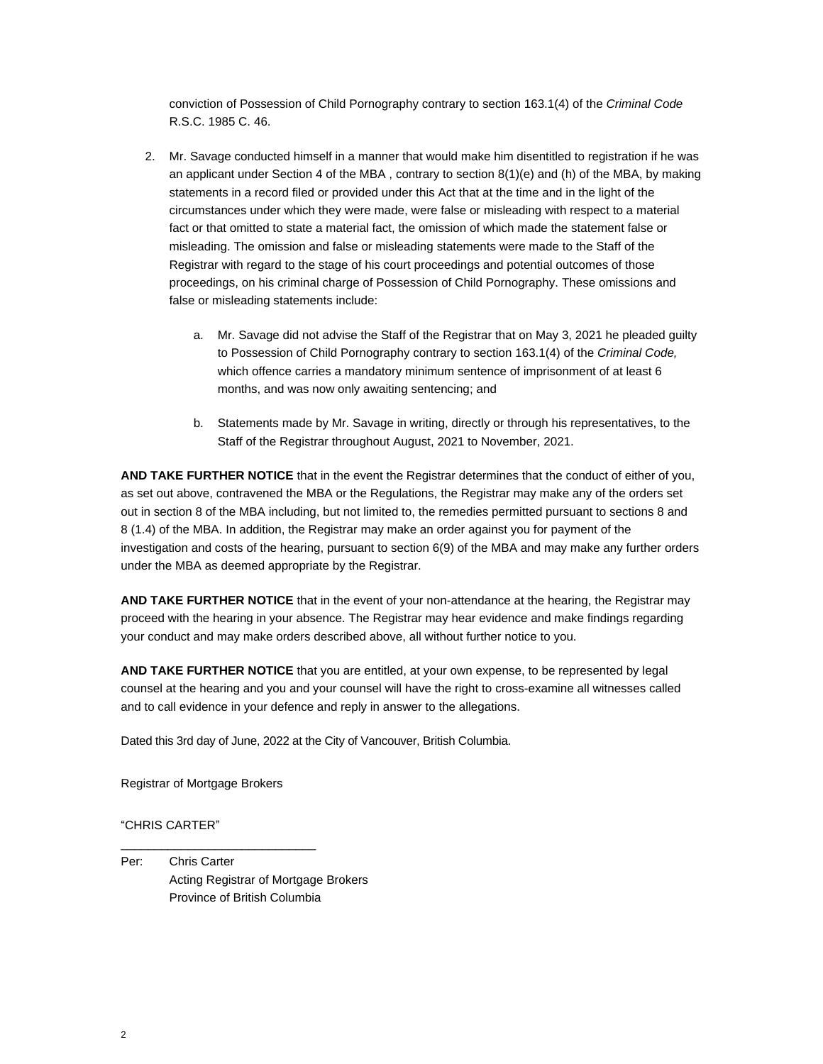conviction of Possession of Child Pornography contrary to section 163.1(4) of the *Criminal Code* R.S.C. 1985 C. 46.

2. Mr. Savage conducted himself in a manner that would make him disentitled to registration if he was an applicant under Section 4 of the MBA , contrary to section 8(1)(e) and (h) of the MBA, by making statements in a record filed or provided under this Act that at the time and in the light of the circumstances under which they were made, were false or misleading with respect to a material fact or that omitted to state a material fact, the omission of which made the statement false or misleading. The omission and false or misleading statements were made to the Staff of the Registrar with regard to the stage of his court proceedings and potential outcomes of those proceedings, on his criminal charge of Possession of Child Pornography. These omissions and false or misleading statements include:

   a. Mr. Savage did not advise the Staff of the Registrar that on May 3, 2021 he pleaded guilty to Possession of Child Pornography contrary to section 163.1(4) of the *Criminal Code,* which offence carries a mandatory minimum sentence of imprisonment of at least 6 months, and was now only awaiting sentencing; and

   b. Statements made by Mr. Savage in writing, directly or through his representatives, to the Staff of the Registrar throughout August, 2021 to November, 2021.

**AND TAKE FURTHER NOTICE** that in the event the Registrar determines that the conduct of either of you, as set out above, contravened the MBA or the Regulations, the Registrar may make any of the orders set out in section 8 of the MBA including, but not limited to, the remedies permitted pursuant to sections 8 and 8 (1.4) of the MBA. In addition, the Registrar may make an order against you for payment of the investigation and costs of the hearing, pursuant to section 6(9) of the MBA and may make any further orders under the MBA as deemed appropriate by the Registrar.

**AND TAKE FURTHER NOTICE** that in the event of your non-attendance at the hearing, the Registrar may proceed with the hearing in your absence. The Registrar may hear evidence and make findings regarding your conduct and may make orders described above, all without further notice to you.

**AND TAKE FURTHER NOTICE** that you are entitled, at your own expense, to be represented by legal counsel at the hearing and you and your counsel will have the right to cross-examine all witnesses called and to call evidence in your defence and reply in answer to the allegations.

Dated this 3rd day of June, 2022 at the City of Vancouver, British Columbia.

Registrar of Mortgage Brokers

"CHRIS CARTER"

_____________________________

Per: Chris Carter
Acting Registrar of Mortgage Brokers
Province of British Columbia